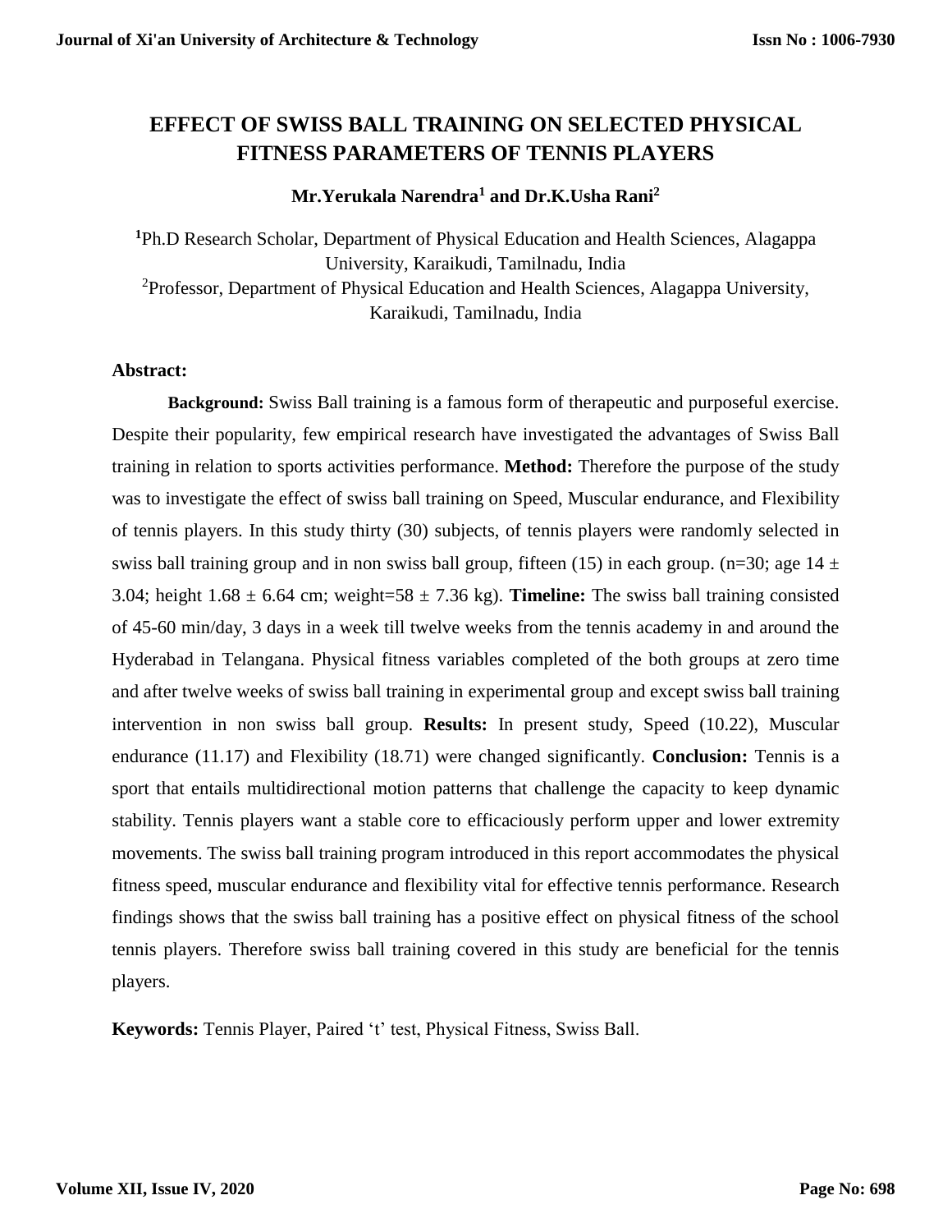# EFFECT OF SWISS BALL TRAINING ON SELECTED PHYSICAL FITNESS PARAMETERS OF TENNIS PLAYERS

**Mr.Yerukala Narendra[1] and Dr.K.Usha Rani[2]**

[1]Ph.D Research Scholar, Department of Physical Education and Health Sciences, Alagappa University, Karaikudi, Tamilnadu, India

[2]Professor, Department of Physical Education and Health Sciences, Alagappa University, Karaikudi, Tamilnadu, India

**Abstract:**

**Background:** Swiss Ball training is a famous form of therapeutic and purposeful exercise. Despite their popularity, few empirical research have investigated the advantages of Swiss Ball training in relation to sports activities performance. **Method:** Therefore the purpose of the study was to investigate the effect of swiss ball training on Speed, Muscular endurance, and Flexibility of tennis players. In this study thirty (30) subjects, of tennis players were randomly selected in swiss ball training group and in non swiss ball group, fifteen (15) in each group. (n=30; age 14 ± 3.04; height 1.68 ± 6.64 cm; weight=58 ± 7.36 kg). **Timeline:** The swiss ball training consisted of 45-60 min/day, 3 days in a week till twelve weeks from the tennis academy in and around the Hyderabad in Telangana. Physical fitness variables completed of the both groups at zero time and after twelve weeks of swiss ball training in experimental group and except swiss ball training intervention in non swiss ball group. **Results:** In present study, Speed (10.22), Muscular endurance (11.17) and Flexibility (18.71) were changed significantly. **Conclusion:** Tennis is a sport that entails multidirectional motion patterns that challenge the capacity to keep dynamic stability. Tennis players want a stable core to efficaciously perform upper and lower extremity movements. The swiss ball training program introduced in this report accommodates the physical fitness speed, muscular endurance and flexibility vital for effective tennis performance. Research findings shows that the swiss ball training has a positive effect on physical fitness of the school tennis players. Therefore swiss ball training covered in this study are beneficial for the tennis players.

**Keywords:** Tennis Player, Paired 't' test, Physical Fitness, Swiss Ball.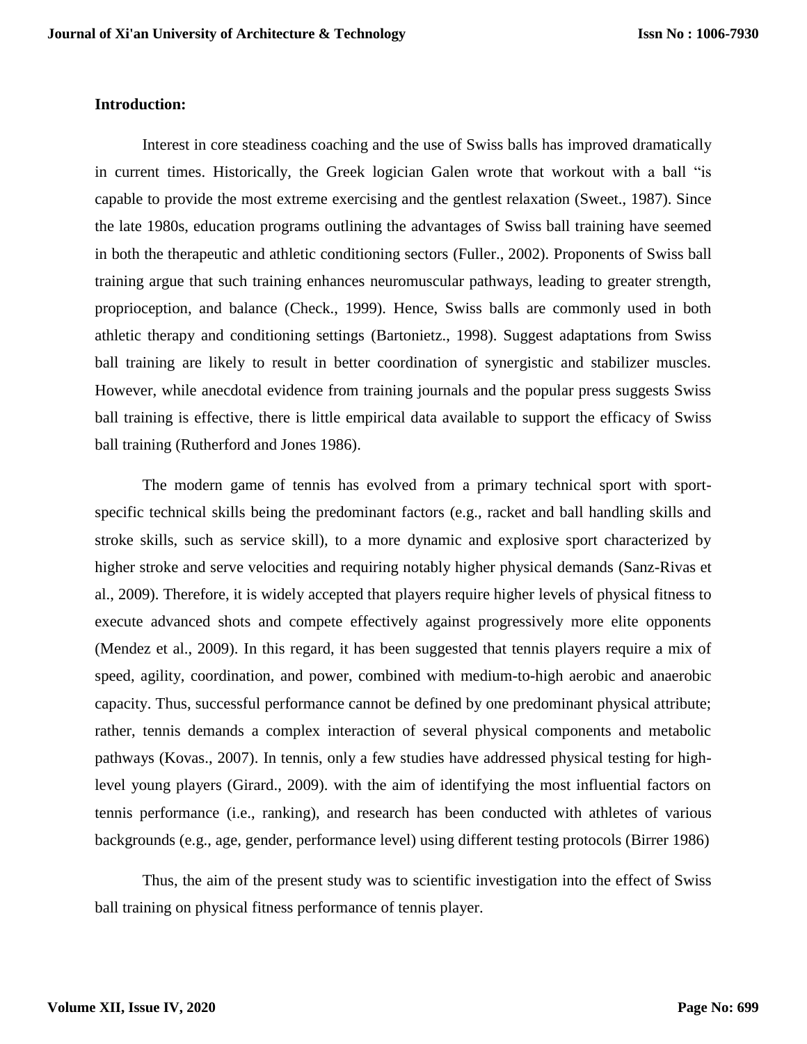**Introduction:**

Interest in core steadiness coaching and the use of Swiss balls has improved dramatically in current times. Historically, the Greek logician Galen wrote that workout with a ball "is capable to provide the most extreme exercising and the gentlest relaxation (Sweet., 1987). Since the late 1980s, education programs outlining the advantages of Swiss ball training have seemed in both the therapeutic and athletic conditioning sectors (Fuller., 2002). Proponents of Swiss ball training argue that such training enhances neuromuscular pathways, leading to greater strength, proprioception, and balance (Check., 1999). Hence, Swiss balls are commonly used in both athletic therapy and conditioning settings (Bartonietz., 1998). Suggest adaptations from Swiss ball training are likely to result in better coordination of synergistic and stabilizer muscles. However, while anecdotal evidence from training journals and the popular press suggests Swiss ball training is effective, there is little empirical data available to support the efficacy of Swiss ball training (Rutherford and Jones 1986).

The modern game of tennis has evolved from a primary technical sport with sport-specific technical skills being the predominant factors (e.g., racket and ball handling skills and stroke skills, such as service skill), to a more dynamic and explosive sport characterized by higher stroke and serve velocities and requiring notably higher physical demands (Sanz-Rivas et al., 2009). Therefore, it is widely accepted that players require higher levels of physical fitness to execute advanced shots and compete effectively against progressively more elite opponents (Mendez et al., 2009). In this regard, it has been suggested that tennis players require a mix of speed, agility, coordination, and power, combined with medium-to-high aerobic and anaerobic capacity. Thus, successful performance cannot be defined by one predominant physical attribute; rather, tennis demands a complex interaction of several physical components and metabolic pathways (Kovas., 2007). In tennis, only a few studies have addressed physical testing for high-level young players (Girard., 2009). with the aim of identifying the most influential factors on tennis performance (i.e., ranking), and research has been conducted with athletes of various backgrounds (e.g., age, gender, performance level) using different testing protocols (Birrer 1986)

Thus, the aim of the present study was to scientific investigation into the effect of Swiss ball training on physical fitness performance of tennis player.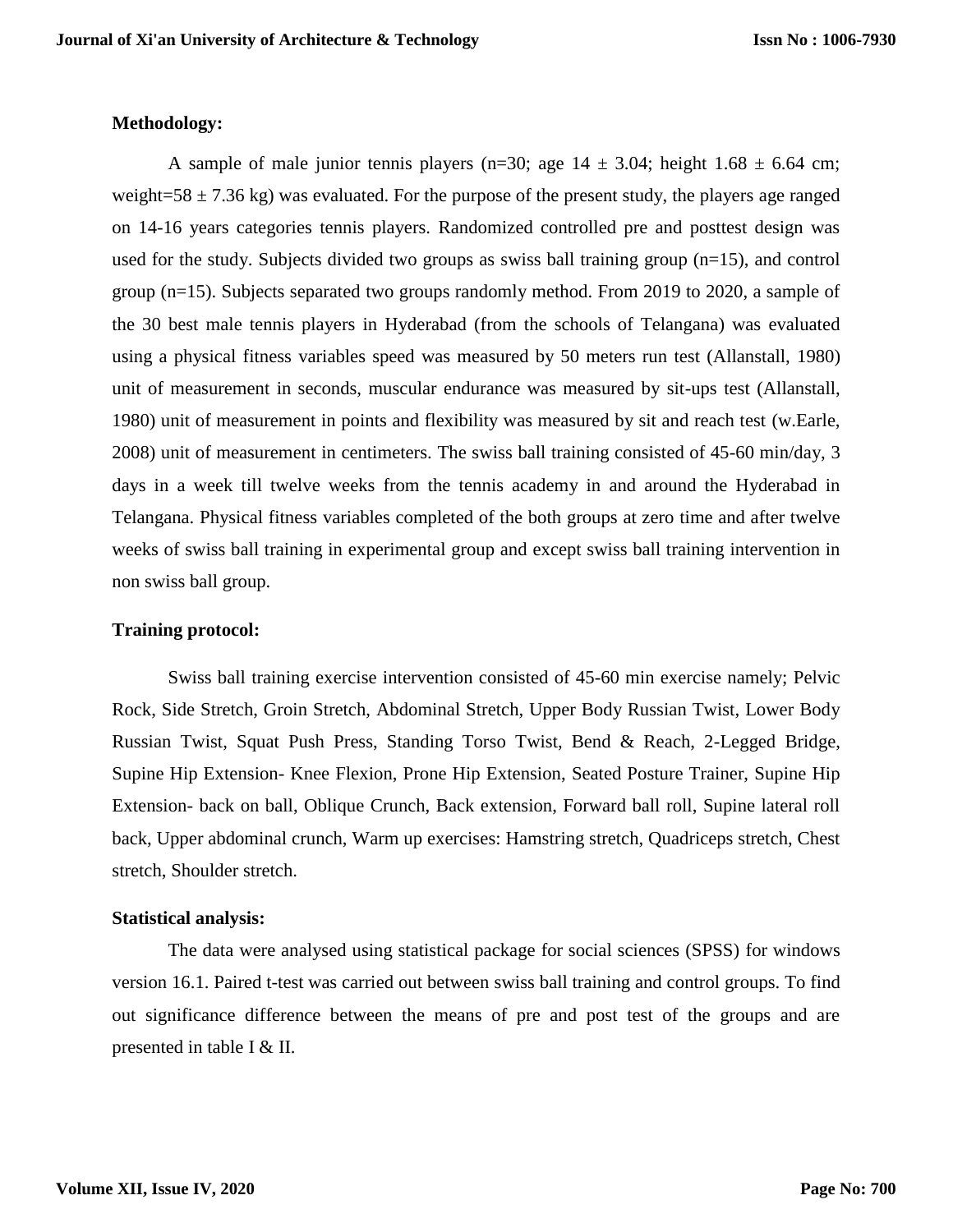**Methodology:**

A sample of male junior tennis players (n=30; age 14 ± 3.04; height 1.68 ± 6.64 cm; weight=58 ± 7.36 kg) was evaluated. For the purpose of the present study, the players age ranged on 14-16 years categories tennis players. Randomized controlled pre and posttest design was used for the study. Subjects divided two groups as swiss ball training group (n=15), and control group (n=15). Subjects separated two groups randomly method. From 2019 to 2020, a sample of the 30 best male tennis players in Hyderabad (from the schools of Telangana) was evaluated using a physical fitness variables speed was measured by 50 meters run test (Allanstall, 1980) unit of measurement in seconds, muscular endurance was measured by sit-ups test (Allanstall, 1980) unit of measurement in points and flexibility was measured by sit and reach test (w.Earle, 2008) unit of measurement in centimeters. The swiss ball training consisted of 45-60 min/day, 3 days in a week till twelve weeks from the tennis academy in and around the Hyderabad in Telangana. Physical fitness variables completed of the both groups at zero time and after twelve weeks of swiss ball training in experimental group and except swiss ball training intervention in non swiss ball group.

**Training protocol:**

Swiss ball training exercise intervention consisted of 45-60 min exercise namely; Pelvic Rock, Side Stretch, Groin Stretch, Abdominal Stretch, Upper Body Russian Twist, Lower Body Russian Twist, Squat Push Press, Standing Torso Twist, Bend & Reach, 2-Legged Bridge, Supine Hip Extension- Knee Flexion, Prone Hip Extension, Seated Posture Trainer, Supine Hip Extension- back on ball, Oblique Crunch, Back extension, Forward ball roll, Supine lateral roll back, Upper abdominal crunch, Warm up exercises: Hamstring stretch, Quadriceps stretch, Chest stretch, Shoulder stretch.

**Statistical analysis:**

The data were analysed using statistical package for social sciences (SPSS) for windows version 16.1. Paired t-test was carried out between swiss ball training and control groups. To find out significance difference between the means of pre and post test of the groups and are presented in table I & II.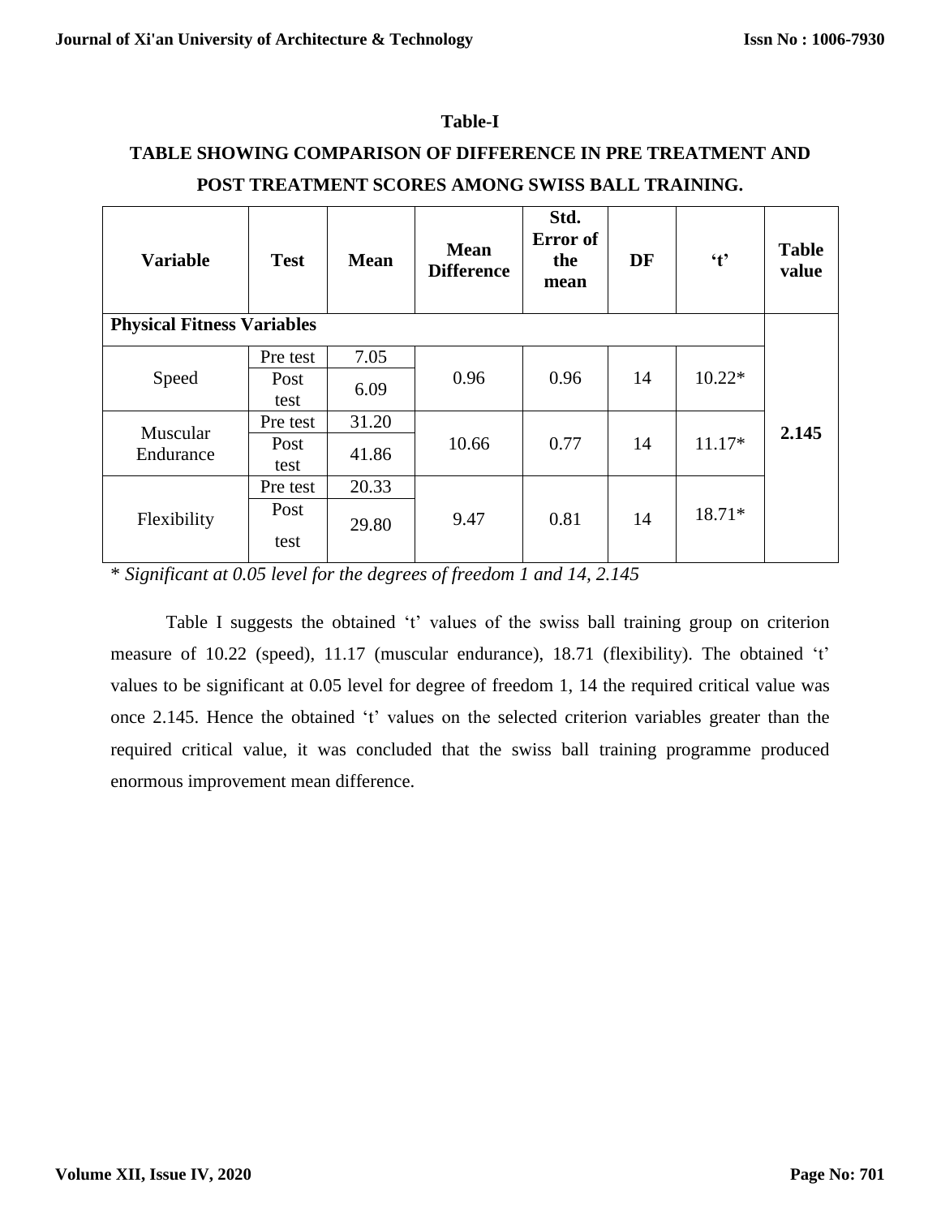**Table-I**

**TABLE SHOWING COMPARISON OF DIFFERENCE IN PRE TREATMENT AND POST TREATMENT SCORES AMONG SWISS BALL TRAINING.**

| Variable | Test | Mean | Mean Difference | Std. Error of the mean | DF | 't' | Table value |
|---|---|---|---|---|---|---|---|
| **Physical Fitness Variables** | | | | | | | |
| Speed | Pre test | 7.05 | 0.96 | 0.96 | 14 | 10.22* | 2.145 |
| | Post test | 6.09 | | | | | |
| Muscular Endurance | Pre test | 31.20 | 10.66 | 0.77 | 14 | 11.17* | |
| | Post test | 41.86 | | | | | |
| Flexibility | Pre test | 20.33 | 9.47 | 0.81 | 14 | 18.71* | |
| | Post test | 29.80 | | | | | |

\* *Significant at 0.05 level for the degrees of freedom 1 and 14, 2.145*

Table I suggests the obtained 't' values of the swiss ball training group on criterion measure of 10.22 (speed), 11.17 (muscular endurance), 18.71 (flexibility). The obtained 't' values to be significant at 0.05 level for degree of freedom 1, 14 the required critical value was once 2.145. Hence the obtained 't' values on the selected criterion variables greater than the required critical value, it was concluded that the swiss ball training programme produced enormous improvement mean difference.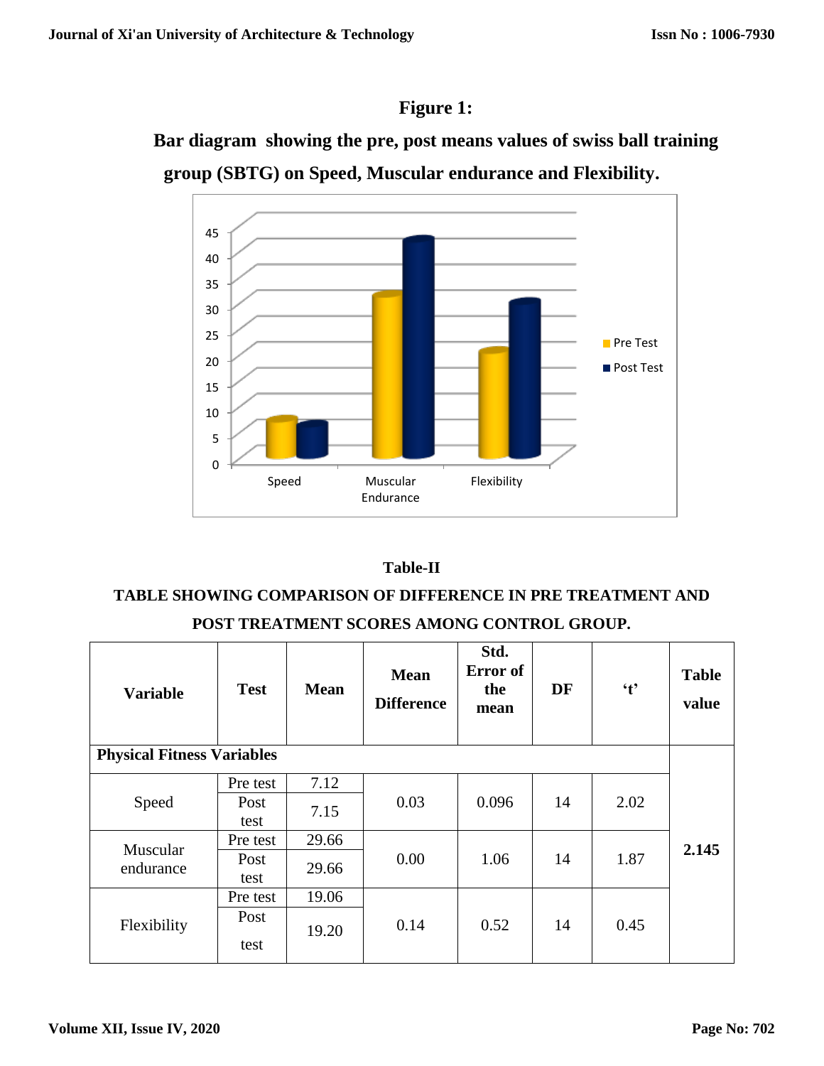**Figure 1:**

**Bar diagram showing the pre, post means values of swiss ball training group (SBTG) on Speed, Muscular endurance and Flexibility.**

**Table-II**

**TABLE SHOWING COMPARISON OF DIFFERENCE IN PRE TREATMENT AND POST TREATMENT SCORES AMONG CONTROL GROUP.**

| Variable | Test | Mean | Mean Difference | Std. Error of the mean | DF | 't' | Table value |
|---|---|---|---|---|---|---|---|
| **Physical Fitness Variables** | | | | | | | |
| Speed | Pre test | 7.12 | 0.03 | 0.096 | 14 | 2.02 | 2.145 |
| | Post test | 7.15 | | | | | |
| Muscular endurance | Pre test | 29.66 | 0.00 | 1.06 | 14 | 1.87 | |
| | Post test | 29.66 | | | | | |
| Flexibility | Pre test | 19.06 | 0.14 | 0.52 | 14 | 0.45 | |
| | Post test | 19.20 | | | | | |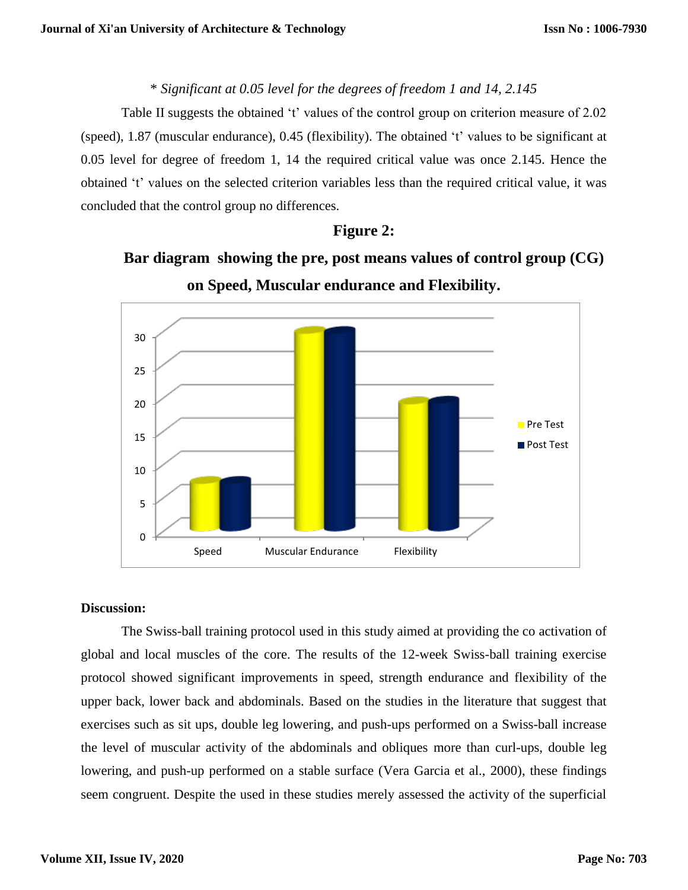*\* Significant at 0.05 level for the degrees of freedom 1 and 14, 2.145*

Table II suggests the obtained 't' values of the control group on criterion measure of 2.02 (speed), 1.87 (muscular endurance), 0.45 (flexibility). The obtained 't' values to be significant at 0.05 level for degree of freedom 1, 14 the required critical value was once 2.145. Hence the obtained 't' values on the selected criterion variables less than the required critical value, it was concluded that the control group no differences.

**Figure 2:**

**Bar diagram showing the pre, post means values of control group (CG) on Speed, Muscular endurance and Flexibility.**

**Discussion:**

The Swiss-ball training protocol used in this study aimed at providing the co activation of global and local muscles of the core. The results of the 12-week Swiss-ball training exercise protocol showed significant improvements in speed, strength endurance and flexibility of the upper back, lower back and abdominals. Based on the studies in the literature that suggest that exercises such as sit ups, double leg lowering, and push-ups performed on a Swiss-ball increase the level of muscular activity of the abdominals and obliques more than curl-ups, double leg lowering, and push-up performed on a stable surface (Vera Garcia et al., 2000), these findings seem congruent. Despite the used in these studies merely assessed the activity of the superficial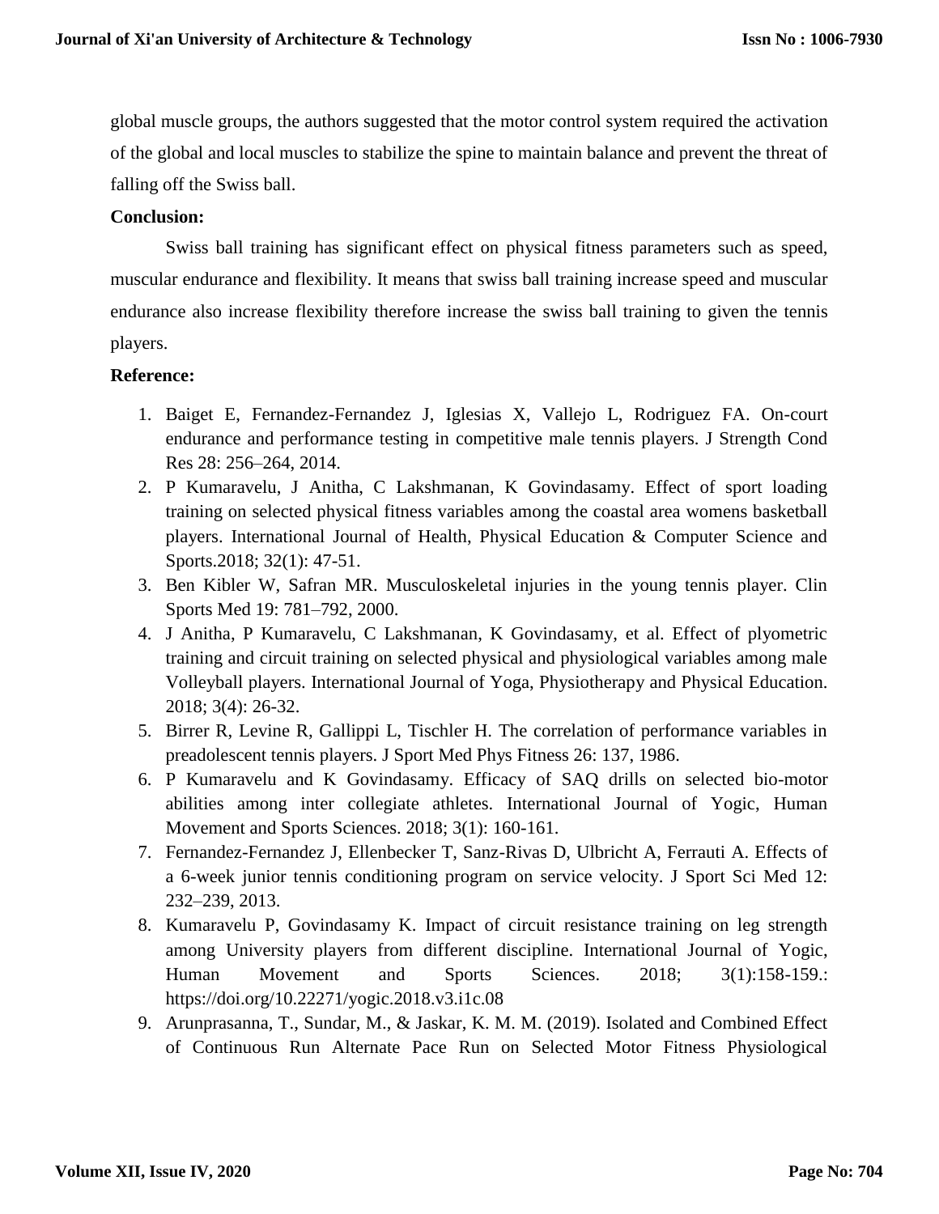global muscle groups, the authors suggested that the motor control system required the activation of the global and local muscles to stabilize the spine to maintain balance and prevent the threat of falling off the Swiss ball.

**Conclusion:**

Swiss ball training has significant effect on physical fitness parameters such as speed, muscular endurance and flexibility. It means that swiss ball training increase speed and muscular endurance also increase flexibility therefore increase the swiss ball training to given the tennis players.

**Reference:**

1. Baiget E, Fernandez-Fernandez J, Iglesias X, Vallejo L, Rodriguez FA. On-court endurance and performance testing in competitive male tennis players. J Strength Cond Res 28: 256–264, 2014.
2. P Kumaravelu, J Anitha, C Lakshmanan, K Govindasamy. Effect of sport loading training on selected physical fitness variables among the coastal area womens basketball players. International Journal of Health, Physical Education & Computer Science and Sports.2018; 32(1): 47-51.
3. Ben Kibler W, Safran MR. Musculoskeletal injuries in the young tennis player. Clin Sports Med 19: 781–792, 2000.
4. J Anitha, P Kumaravelu, C Lakshmanan, K Govindasamy, et al. Effect of plyometric training and circuit training on selected physical and physiological variables among male Volleyball players. International Journal of Yoga, Physiotherapy and Physical Education. 2018; 3(4): 26-32.
5. Birrer R, Levine R, Gallippi L, Tischler H. The correlation of performance variables in preadolescent tennis players. J Sport Med Phys Fitness 26: 137, 1986.
6. P Kumaravelu and K Govindasamy. Efficacy of SAQ drills on selected bio-motor abilities among inter collegiate athletes. International Journal of Yogic, Human Movement and Sports Sciences. 2018; 3(1): 160-161.
7. Fernandez-Fernandez J, Ellenbecker T, Sanz-Rivas D, Ulbricht A, Ferrauti A. Effects of a 6-week junior tennis conditioning program on service velocity. J Sport Sci Med 12: 232–239, 2013.
8. Kumaravelu P, Govindasamy K. Impact of circuit resistance training on leg strength among University players from different discipline. International Journal of Yogic, Human Movement and Sports Sciences. 2018; 3(1):158-159.: https://doi.org/10.22271/yogic.2018.v3.i1c.08
9. Arunprasanna, T., Sundar, M., & Jaskar, K. M. M. (2019). Isolated and Combined Effect of Continuous Run Alternate Pace Run on Selected Motor Fitness Physiological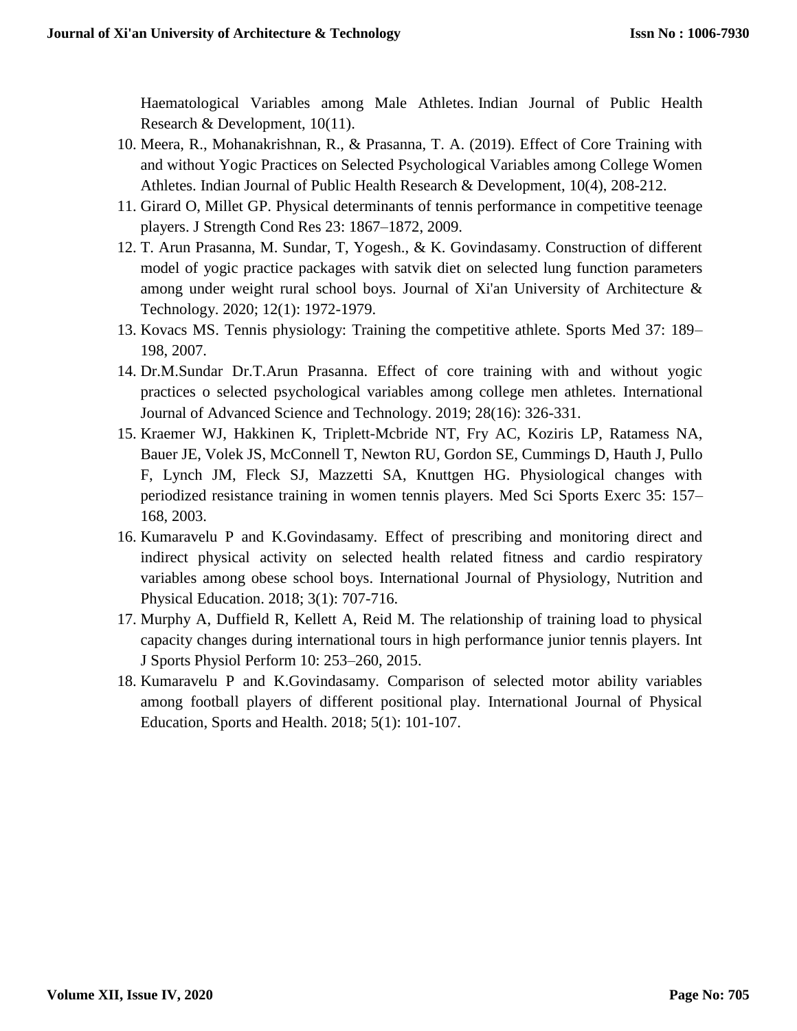Haematological Variables among Male Athletes. Indian Journal of Public Health Research & Development, 10(11).

10. Meera, R., Mohanakrishnan, R., & Prasanna, T. A. (2019). Effect of Core Training with and without Yogic Practices on Selected Psychological Variables among College Women Athletes. Indian Journal of Public Health Research & Development, 10(4), 208-212.
11. Girard O, Millet GP. Physical determinants of tennis performance in competitive teenage players. J Strength Cond Res 23: 1867–1872, 2009.
12. T. Arun Prasanna, M. Sundar, T, Yogesh., & K. Govindasamy. Construction of different model of yogic practice packages with satvik diet on selected lung function parameters among under weight rural school boys. Journal of Xi'an University of Architecture & Technology. 2020; 12(1): 1972-1979.
13. Kovacs MS. Tennis physiology: Training the competitive athlete. Sports Med 37: 189–198, 2007.
14. Dr.M.Sundar Dr.T.Arun Prasanna. Effect of core training with and without yogic practices o selected psychological variables among college men athletes. International Journal of Advanced Science and Technology. 2019; 28(16): 326-331.
15. Kraemer WJ, Hakkinen K, Triplett-Mcbride NT, Fry AC, Koziris LP, Ratamess NA, Bauer JE, Volek JS, McConnell T, Newton RU, Gordon SE, Cummings D, Hauth J, Pullo F, Lynch JM, Fleck SJ, Mazzetti SA, Knuttgen HG. Physiological changes with periodized resistance training in women tennis players. Med Sci Sports Exerc 35: 157–168, 2003.
16. Kumaravelu P and K.Govindasamy. Effect of prescribing and monitoring direct and indirect physical activity on selected health related fitness and cardio respiratory variables among obese school boys. International Journal of Physiology, Nutrition and Physical Education. 2018; 3(1): 707-716.
17. Murphy A, Duffield R, Kellett A, Reid M. The relationship of training load to physical capacity changes during international tours in high performance junior tennis players. Int J Sports Physiol Perform 10: 253–260, 2015.
18. Kumaravelu P and K.Govindasamy. Comparison of selected motor ability variables among football players of different positional play. International Journal of Physical Education, Sports and Health. 2018; 5(1): 101-107.